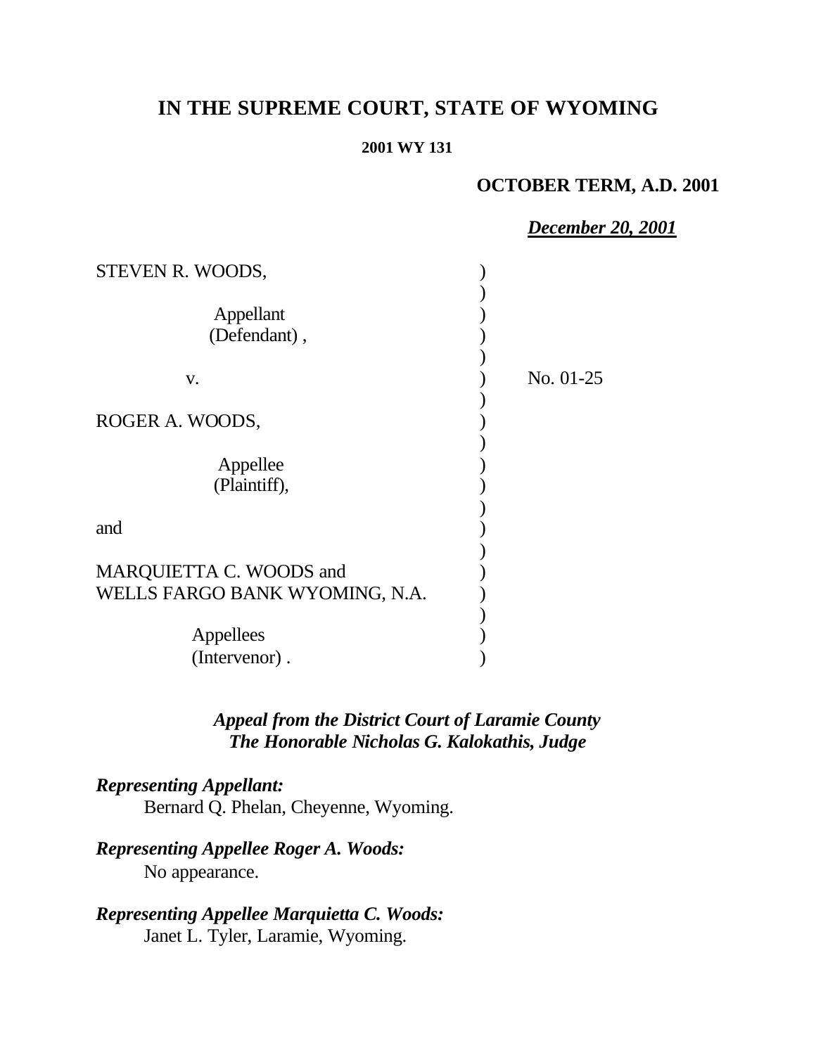# IN THE SUPREME COURT, STATE OF WYOMING

**2001 WY 131**

**OCTOBER TERM, A.D. 2001**

***December 20, 2001***

STEVEN R. WOODS,

Appellant
(Defendant) ,

v.

ROGER A. WOODS,

Appellee
(Plaintiff),

and

MARQUIETTA C. WOODS and
WELLS FARGO BANK WYOMING, N.A.

Appellees
(Intervenor) .

No. 01-25

***Appeal from the District Court of Laramie County***
***The Honorable Nicholas G. Kalokathis, Judge***

***Representing Appellant:***
Bernard Q. Phelan, Cheyenne, Wyoming.

***Representing Appellee Roger A. Woods:***
No appearance.

***Representing Appellee Marquietta C. Woods:***
Janet L. Tyler, Laramie, Wyoming.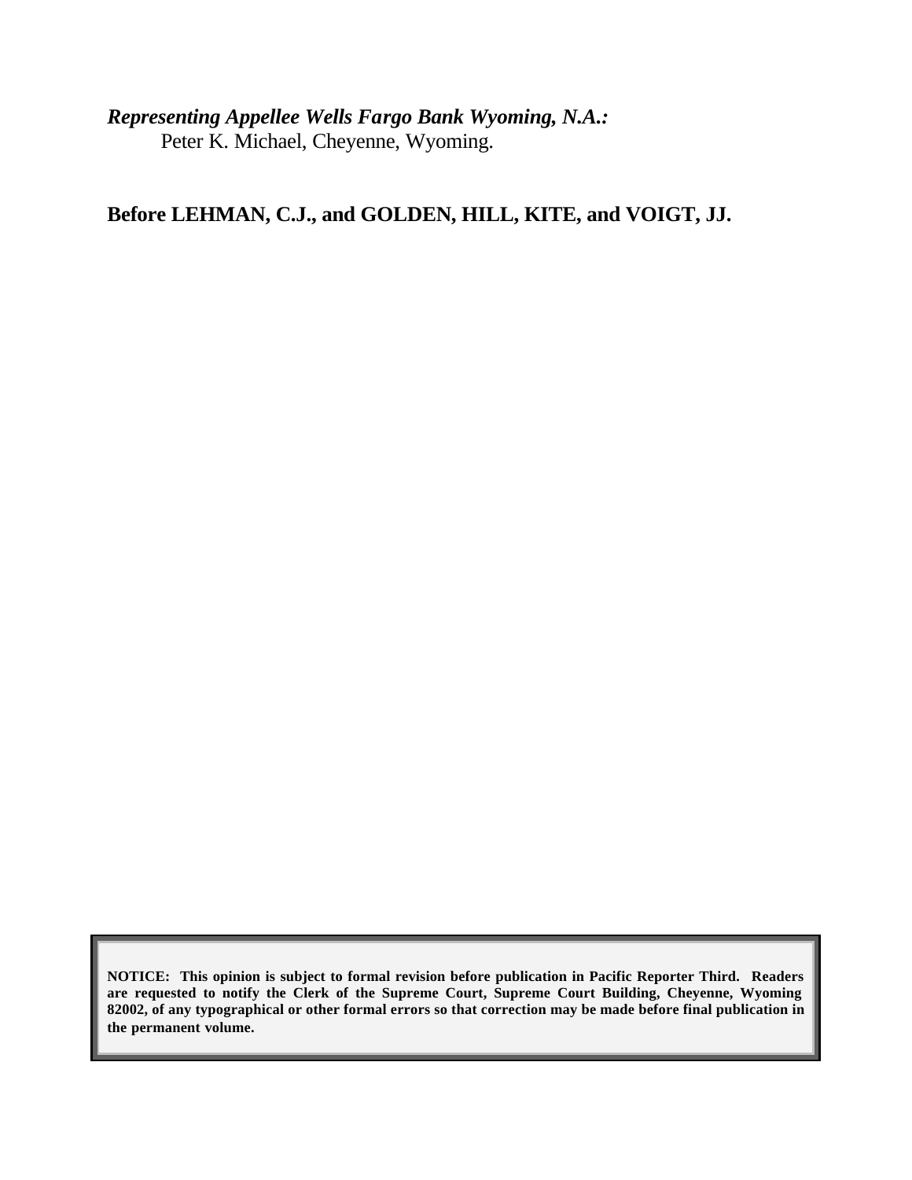***Representing Appellee Wells Fargo Bank Wyoming, N.A.:***
Peter K. Michael, Cheyenne, Wyoming.

**Before LEHMAN, C.J., and GOLDEN, HILL, KITE, and VOIGT, JJ.**

**NOTICE: This opinion is subject to formal revision before publication in Pacific Reporter Third. Readers are requested to notify the Clerk of the Supreme Court, Supreme Court Building, Cheyenne, Wyoming 82002, of any typographical or other formal errors so that correction may be made before final publication in the permanent volume.**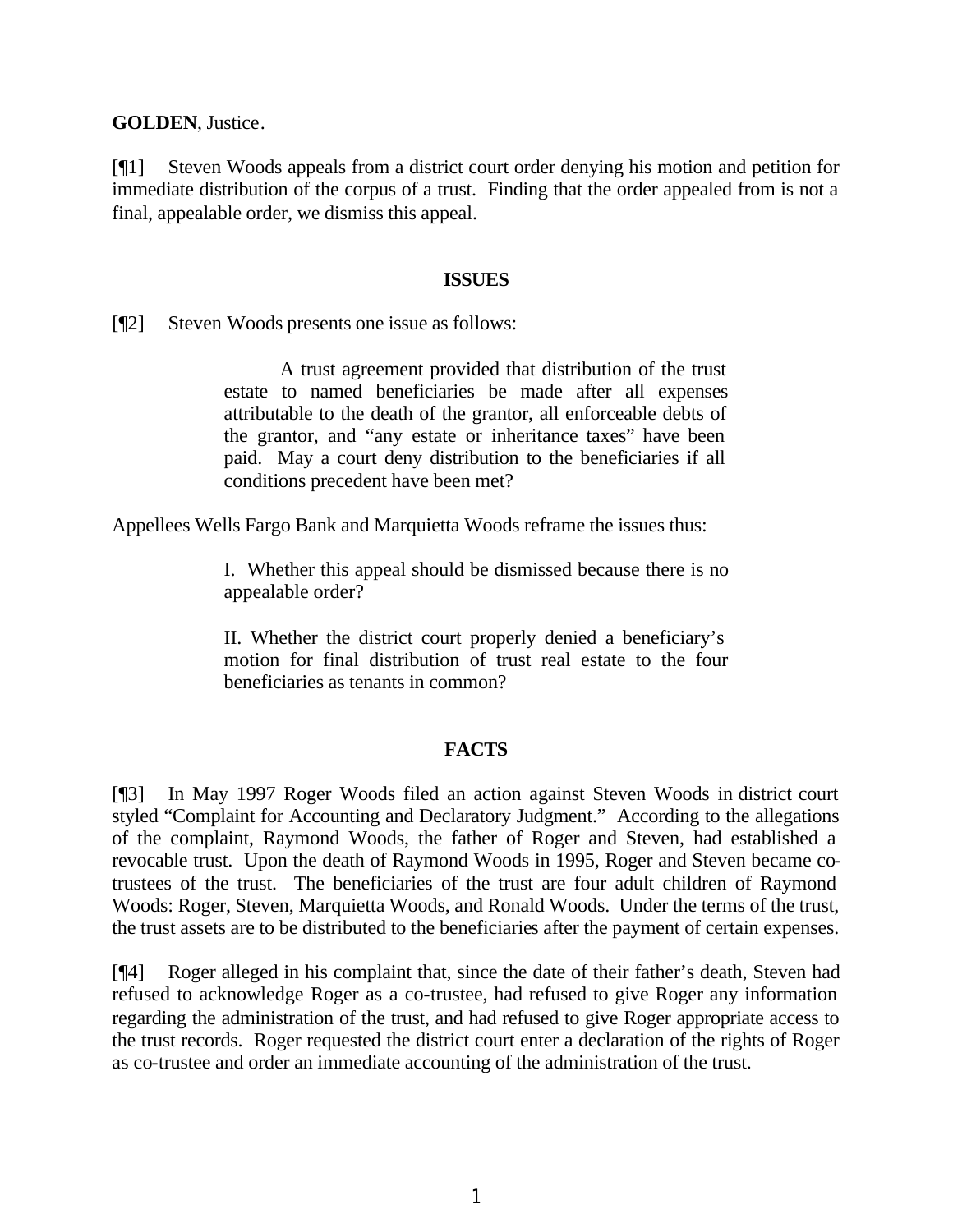**GOLDEN**, Justice.

[¶1] Steven Woods appeals from a district court order denying his motion and petition for immediate distribution of the corpus of a trust. Finding that the order appealed from is not a final, appealable order, we dismiss this appeal.

## ISSUES

[¶2] Steven Woods presents one issue as follows:

> A trust agreement provided that distribution of the trust estate to named beneficiaries be made after all expenses attributable to the death of the grantor, all enforceable debts of the grantor, and "any estate or inheritance taxes" have been paid. May a court deny distribution to the beneficiaries if all conditions precedent have been met?

Appellees Wells Fargo Bank and Marquietta Woods reframe the issues thus:

> I. Whether this appeal should be dismissed because there is no appealable order?
>
> II. Whether the district court properly denied a beneficiary's motion for final distribution of trust real estate to the four beneficiaries as tenants in common?

## FACTS

[¶3] In May 1997 Roger Woods filed an action against Steven Woods in district court styled "Complaint for Accounting and Declaratory Judgment." According to the allegations of the complaint, Raymond Woods, the father of Roger and Steven, had established a revocable trust. Upon the death of Raymond Woods in 1995, Roger and Steven became co-trustees of the trust. The beneficiaries of the trust are four adult children of Raymond Woods: Roger, Steven, Marquietta Woods, and Ronald Woods. Under the terms of the trust, the trust assets are to be distributed to the beneficiaries after the payment of certain expenses.

[¶4] Roger alleged in his complaint that, since the date of their father's death, Steven had refused to acknowledge Roger as a co-trustee, had refused to give Roger any information regarding the administration of the trust, and had refused to give Roger appropriate access to the trust records. Roger requested the district court enter a declaration of the rights of Roger as co-trustee and order an immediate accounting of the administration of the trust.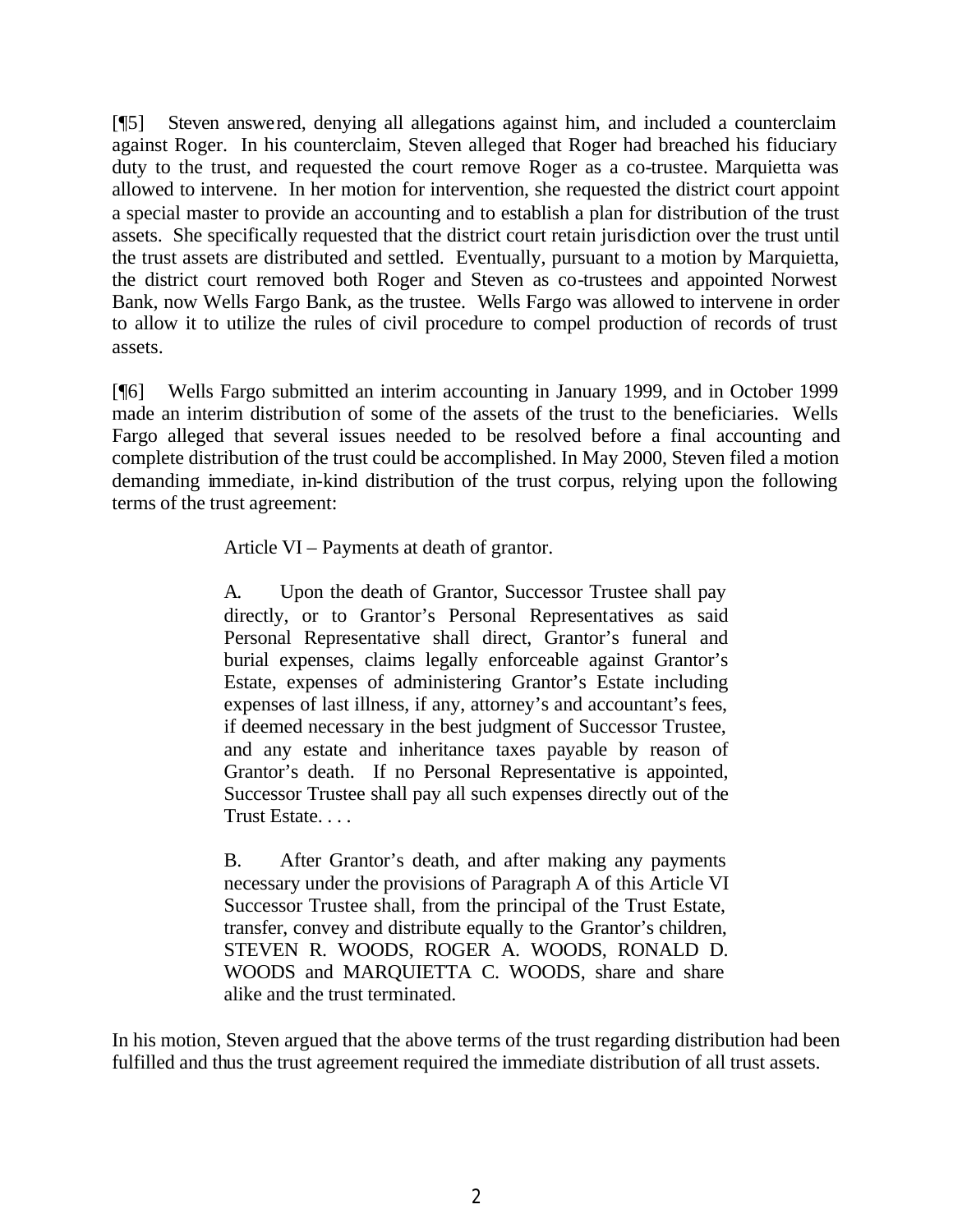[¶5] Steven answered, denying all allegations against him, and included a counterclaim against Roger. In his counterclaim, Steven alleged that Roger had breached his fiduciary duty to the trust, and requested the court remove Roger as a co-trustee. Marquietta was allowed to intervene. In her motion for intervention, she requested the district court appoint a special master to provide an accounting and to establish a plan for distribution of the trust assets. She specifically requested that the district court retain jurisdiction over the trust until the trust assets are distributed and settled. Eventually, pursuant to a motion by Marquietta, the district court removed both Roger and Steven as co-trustees and appointed Norwest Bank, now Wells Fargo Bank, as the trustee. Wells Fargo was allowed to intervene in order to allow it to utilize the rules of civil procedure to compel production of records of trust assets.

[¶6] Wells Fargo submitted an interim accounting in January 1999, and in October 1999 made an interim distribution of some of the assets of the trust to the beneficiaries. Wells Fargo alleged that several issues needed to be resolved before a final accounting and complete distribution of the trust could be accomplished. In May 2000, Steven filed a motion demanding immediate, in-kind distribution of the trust corpus, relying upon the following terms of the trust agreement:

> Article VI – Payments at death of grantor.
>
> A. Upon the death of Grantor, Successor Trustee shall pay directly, or to Grantor's Personal Representatives as said Personal Representative shall direct, Grantor's funeral and burial expenses, claims legally enforceable against Grantor's Estate, expenses of administering Grantor's Estate including expenses of last illness, if any, attorney's and accountant's fees, if deemed necessary in the best judgment of Successor Trustee, and any estate and inheritance taxes payable by reason of Grantor's death. If no Personal Representative is appointed, Successor Trustee shall pay all such expenses directly out of the Trust Estate. . . .
>
> B. After Grantor's death, and after making any payments necessary under the provisions of Paragraph A of this Article VI Successor Trustee shall, from the principal of the Trust Estate, transfer, convey and distribute equally to the Grantor's children, STEVEN R. WOODS, ROGER A. WOODS, RONALD D. WOODS and MARQUIETTA C. WOODS, share and share alike and the trust terminated.

In his motion, Steven argued that the above terms of the trust regarding distribution had been fulfilled and thus the trust agreement required the immediate distribution of all trust assets.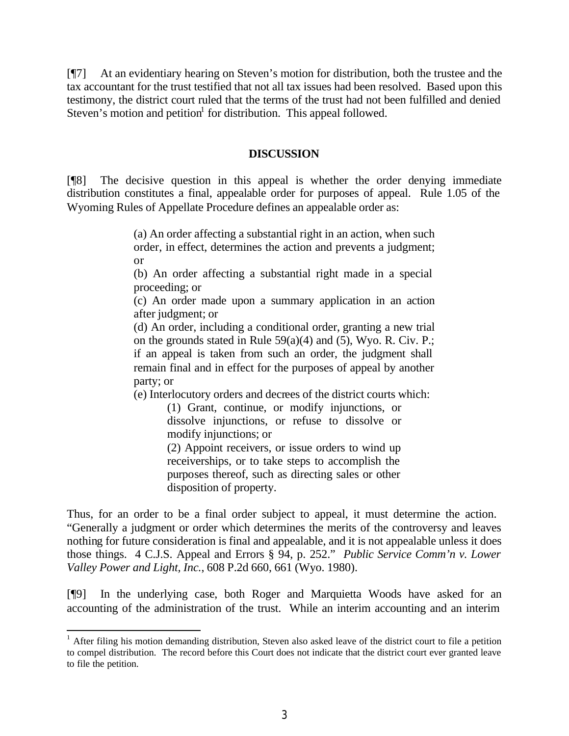[¶7] At an evidentiary hearing on Steven's motion for distribution, both the trustee and the tax accountant for the trust testified that not all tax issues had been resolved. Based upon this testimony, the district court ruled that the terms of the trust had not been fulfilled and denied Steven's motion and petition[1] for distribution. This appeal followed.

## DISCUSSION

[¶8] The decisive question in this appeal is whether the order denying immediate distribution constitutes a final, appealable order for purposes of appeal. Rule 1.05 of the Wyoming Rules of Appellate Procedure defines an appealable order as:

> (a) An order affecting a substantial right in an action, when such order, in effect, determines the action and prevents a judgment; or
>
> (b) An order affecting a substantial right made in a special proceeding; or
>
> (c) An order made upon a summary application in an action after judgment; or
>
> (d) An order, including a conditional order, granting a new trial on the grounds stated in Rule 59(a)(4) and (5), Wyo. R. Civ. P.; if an appeal is taken from such an order, the judgment shall remain final and in effect for the purposes of appeal by another party; or
>
> (e) Interlocutory orders and decrees of the district courts which:
>
> > (1) Grant, continue, or modify injunctions, or dissolve injunctions, or refuse to dissolve or modify injunctions; or
> >
> > (2) Appoint receivers, or issue orders to wind up receiverships, or to take steps to accomplish the purposes thereof, such as directing sales or other disposition of property.

Thus, for an order to be a final order subject to appeal, it must determine the action. "Generally a judgment or order which determines the merits of the controversy and leaves nothing for future consideration is final and appealable, and it is not appealable unless it does those things. 4 C.J.S. Appeal and Errors § 94, p. 252." *Public Service Comm'n v. Lower Valley Power and Light, Inc.*, 608 P.2d 660, 661 (Wyo. 1980).

[¶9] In the underlying case, both Roger and Marquietta Woods have asked for an accounting of the administration of the trust. While an interim accounting and an interim

---

[1] After filing his motion demanding distribution, Steven also asked leave of the district court to file a petition to compel distribution. The record before this Court does not indicate that the district court ever granted leave to file the petition.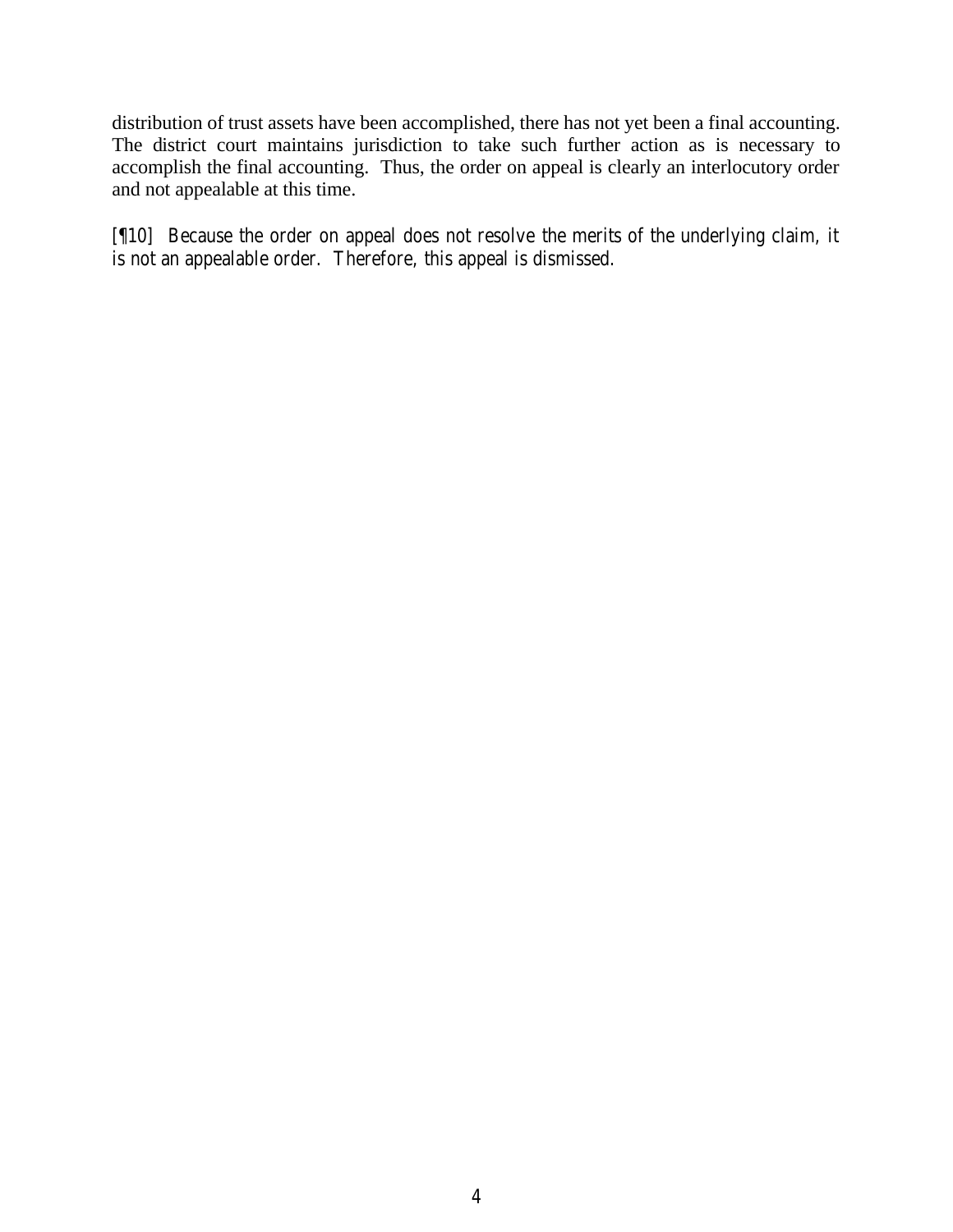distribution of trust assets have been accomplished, there has not yet been a final accounting. The district court maintains jurisdiction to take such further action as is necessary to accomplish the final accounting. Thus, the order on appeal is clearly an interlocutory order and not appealable at this time.

[¶10] Because the order on appeal does not resolve the merits of the underlying claim, it is not an appealable order. Therefore, this appeal is dismissed.